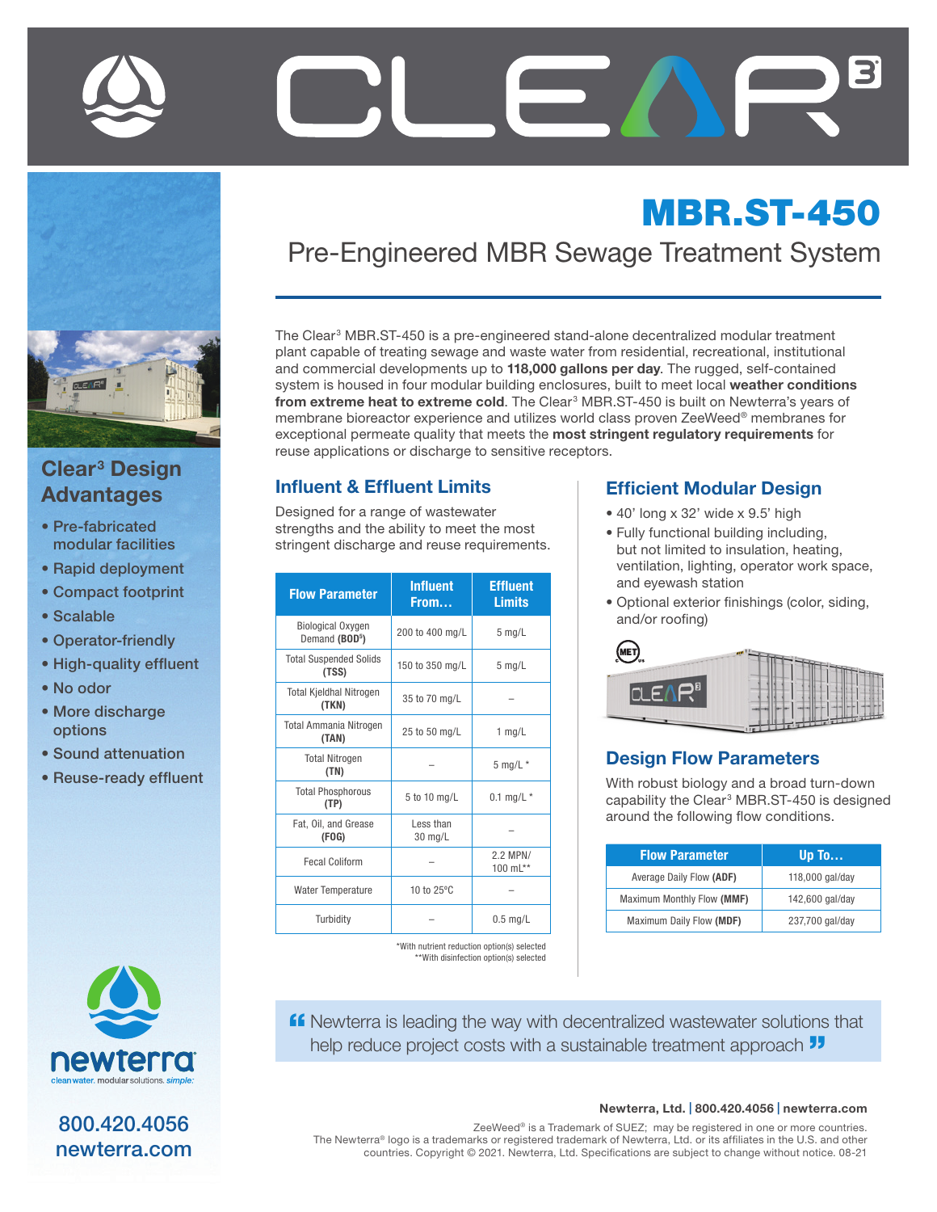# CLEAR³

## MBR.ST-450

### Pre-Engineered MBR Sewage Treatment System

The Clear³ MBR.ST-450 is a pre-engineered stand-alone decentralized modular treatment plant capable of treating sewage and waste water from residential, recreational, institutional and commercial developments up to **118,000 gallons per day**. The rugged, self-contained system is housed in four modular building enclosures, built to meet local **weather conditions from extreme heat to extreme cold**. The Clear³ MBR.ST-450 is built on Newterra's years of membrane bioreactor experience and utilizes world class proven ZeeWeed® membranes for exceptional permeate quality that meets the **most stringent regulatory requirements** for reuse applications or discharge to sensitive receptors.

## Clear³ Design Advantages

- Pre-fabricated modular facilities
- Rapid deployment
- Compact footprint
- Scalable
- Operator-friendly
- High-quality effluent
- No odor
- More discharge options
- Sound attenuation
- Reuse-ready effluent

## Influent & Effluent Limits

Designed for a range of wastewater strengths and the ability to meet the most stringent discharge and reuse requirements.

| Flow Parameter | Influent From… | Effluent Limits |
|---|---|---|
| Biological Oxygen Demand **($BOD^5$)** | 200 to 400 mg/L | 5 mg/L |
| Total Suspended Solids **(TSS)** | 150 to 350 mg/L | 5 mg/L |
| Total Kjeldhal Nitrogen **(TKN)** | 35 to 70 mg/L | – |
| Total Ammania Nitrogen **(TAN)** | 25 to 50 mg/L | 1 mg/L |
| Total Nitrogen **(TN)** | – | 5 mg/L * |
| Total Phosphorous **(TP)** | 5 to 10 mg/L | 0.1 mg/L * |
| Fat, Oil, and Grease **(FOG)** | Less than 30 mg/L | – |
| Fecal Coliform | – | 2.2 MPN/ 100 mL** |
| Water Temperature | 10 to 25°C | – |
| Turbidity | – | 0.5 mg/L |

*With nutrient reduction option(s) selected
**With disinfection option(s) selected

## Efficient Modular Design

- 40' long x 32' wide x 9.5' high
- Fully functional building including, but not limited to insulation, heating, ventilation, lighting, operator work space, and eyewash station
- Optional exterior finishings (color, siding, and/or roofing)

## Design Flow Parameters

With robust biology and a broad turn-down capability the Clear³ MBR.ST-450 is designed around the following flow conditions.

| Flow Parameter | Up To… |
|---|---|
| Average Daily Flow **(ADF)** | 118,000 gal/day |
| Maximum Monthly Flow **(MMF)** | 142,600 gal/day |
| Maximum Daily Flow **(MDF)** | 237,700 gal/day |

> Newterra is leading the way with decentralized wastewater solutions that help reduce project costs with a sustainable treatment approach

newterra — cleanwater. modular solutions. *simple.*

800.420.4056
newterra.com

**Newterra, Ltd. | 800.420.4056 | newterra.com**

ZeeWeed® is a Trademark of SUEZ; may be registered in one or more countries.
The Newterra® logo is a trademarks or registered trademark of Newterra, Ltd. or its affiliates in the U.S. and other countries. Copyright © 2021. Newterra, Ltd. Specifications are subject to change without notice. 08-21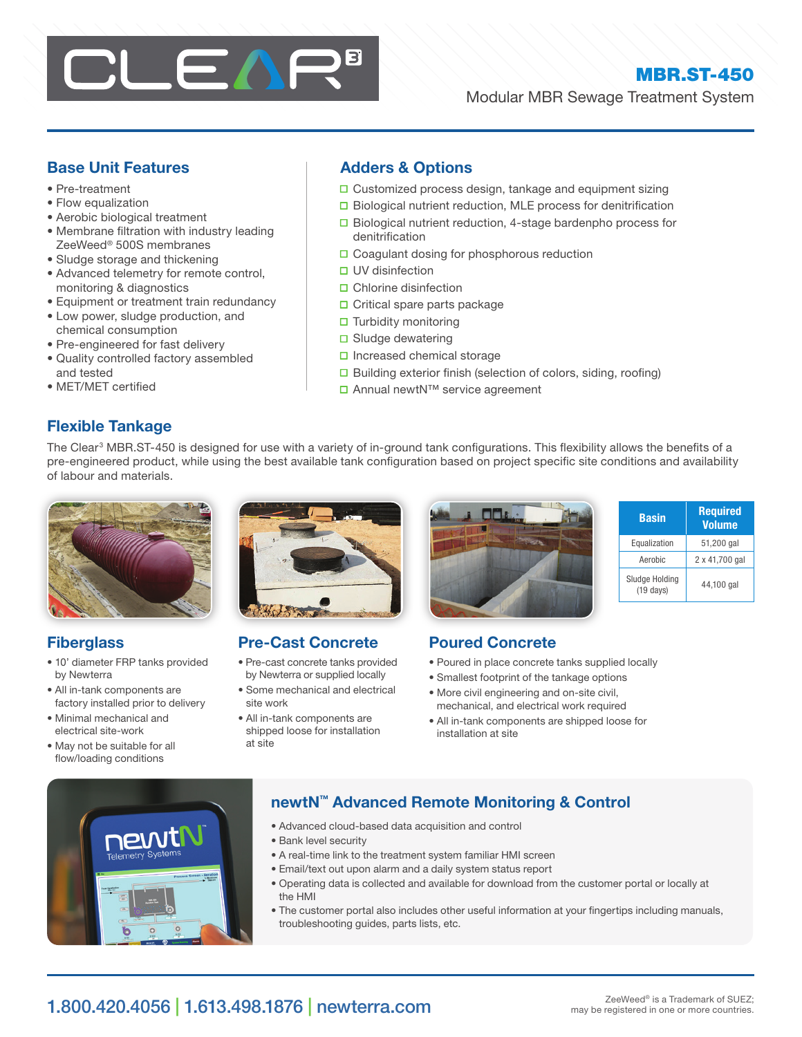# CLEAR³

## MBR.ST-450

Modular MBR Sewage Treatment System

## Base Unit Features

- Pre-treatment
- Flow equalization
- Aerobic biological treatment
- Membrane filtration with industry leading ZeeWeed® 500S membranes
- Sludge storage and thickening
- Advanced telemetry for remote control, monitoring & diagnostics
- Equipment or treatment train redundancy
- Low power, sludge production, and chemical consumption
- Pre-engineered for fast delivery
- Quality controlled factory assembled and tested
- MET/MET certified

## Adders & Options

- ☐ Customized process design, tankage and equipment sizing
- ☐ Biological nutrient reduction, MLE process for denitrification
- ☐ Biological nutrient reduction, 4-stage bardenpho process for denitrification
- ☐ Coagulant dosing for phosphorous reduction
- ☐ UV disinfection
- ☐ Chlorine disinfection
- ☐ Critical spare parts package
- ☐ Turbidity monitoring
- ☐ Sludge dewatering
- ☐ Increased chemical storage
- ☐ Building exterior finish (selection of colors, siding, roofing)
- ☐ Annual newtN™ service agreement

## Flexible Tankage

The Clear³ MBR.ST-450 is designed for use with a variety of in-ground tank configurations. This flexibility allows the benefits of a pre-engineered product, while using the best available tank configuration based on project specific site conditions and availability of labour and materials.

| Basin | Required Volume |
|---|---|
| Equalization | 51,200 gal |
| Aerobic | 2 x 41,700 gal |
| Sludge Holding (19 days) | 44,100 gal |

### Fiberglass

- 10' diameter FRP tanks provided by Newterra
- All in-tank components are factory installed prior to delivery
- Minimal mechanical and electrical site-work
- May not be suitable for all flow/loading conditions

### Pre-Cast Concrete

- Pre-cast concrete tanks provided by Newterra or supplied locally
- Some mechanical and electrical site work
- All in-tank components are shipped loose for installation at site

### Poured Concrete

- Poured in place concrete tanks supplied locally
- Smallest footprint of the tankage options
- More civil engineering and on-site civil, mechanical, and electrical work required
- All in-tank components are shipped loose for installation at site

## newtN™ Advanced Remote Monitoring & Control

- Advanced cloud-based data acquisition and control
- Bank level security
- A real-time link to the treatment system familiar HMI screen
- Email/text out upon alarm and a daily system status report
- Operating data is collected and available for download from the customer portal or locally at the HMI
- The customer portal also includes other useful information at your fingertips including manuals, troubleshooting guides, parts lists, etc.

1.800.420.4056 | 1.613.498.1876 | newterra.com

ZeeWeed® is a Trademark of SUEZ; may be registered in one or more countries.